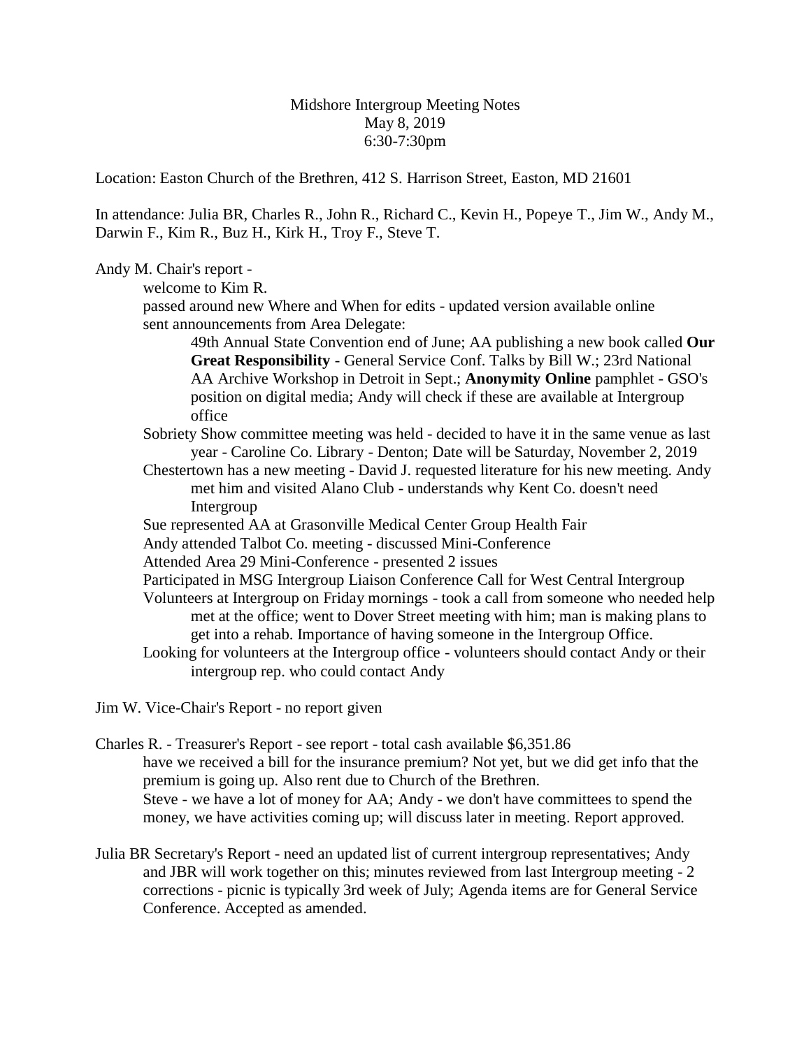Midshore Intergroup Meeting Notes
May 8, 2019
6:30-7:30pm

Location: Easton Church of the Brethren, 412 S. Harrison Street, Easton, MD 21601

In attendance: Julia BR, Charles R., John R., Richard C., Kevin H., Popeye T., Jim W., Andy M., Darwin F., Kim R., Buz H., Kirk H., Troy F., Steve T.

Andy M. Chair's report -

- welcome to Kim R.
- passed around new Where and When for edits - updated version available online
- sent announcements from Area Delegate:
  - 49th Annual State Convention end of June; AA publishing a new book called **Our Great Responsibility** - General Service Conf. Talks by Bill W.; 23rd National AA Archive Workshop in Detroit in Sept.; **Anonymity Online** pamphlet - GSO's position on digital media; Andy will check if these are available at Intergroup office
- Sobriety Show committee meeting was held - decided to have it in the same venue as last year - Caroline Co. Library - Denton; Date will be Saturday, November 2, 2019
- Chestertown has a new meeting - David J. requested literature for his new meeting. Andy met him and visited Alano Club - understands why Kent Co. doesn't need Intergroup
- Sue represented AA at Grasonville Medical Center Group Health Fair
- Andy attended Talbot Co. meeting - discussed Mini-Conference
- Attended Area 29 Mini-Conference - presented 2 issues
- Participated in MSG Intergroup Liaison Conference Call for West Central Intergroup
- Volunteers at Intergroup on Friday mornings - took a call from someone who needed help met at the office; went to Dover Street meeting with him; man is making plans to get into a rehab. Importance of having someone in the Intergroup Office.
- Looking for volunteers at the Intergroup office - volunteers should contact Andy or their intergroup rep. who could contact Andy

Jim W. Vice-Chair's Report - no report given

Charles R. - Treasurer's Report - see report - total cash available $6,351.86
- have we received a bill for the insurance premium? Not yet, but we did get info that the premium is going up. Also rent due to Church of the Brethren.
- Steve - we have a lot of money for AA; Andy - we don't have committees to spend the money, we have activities coming up; will discuss later in meeting. Report approved.

Julia BR Secretary's Report - need an updated list of current intergroup representatives; Andy and JBR will work together on this; minutes reviewed from last Intergroup meeting - 2 corrections - picnic is typically 3rd week of July; Agenda items are for General Service Conference. Accepted as amended.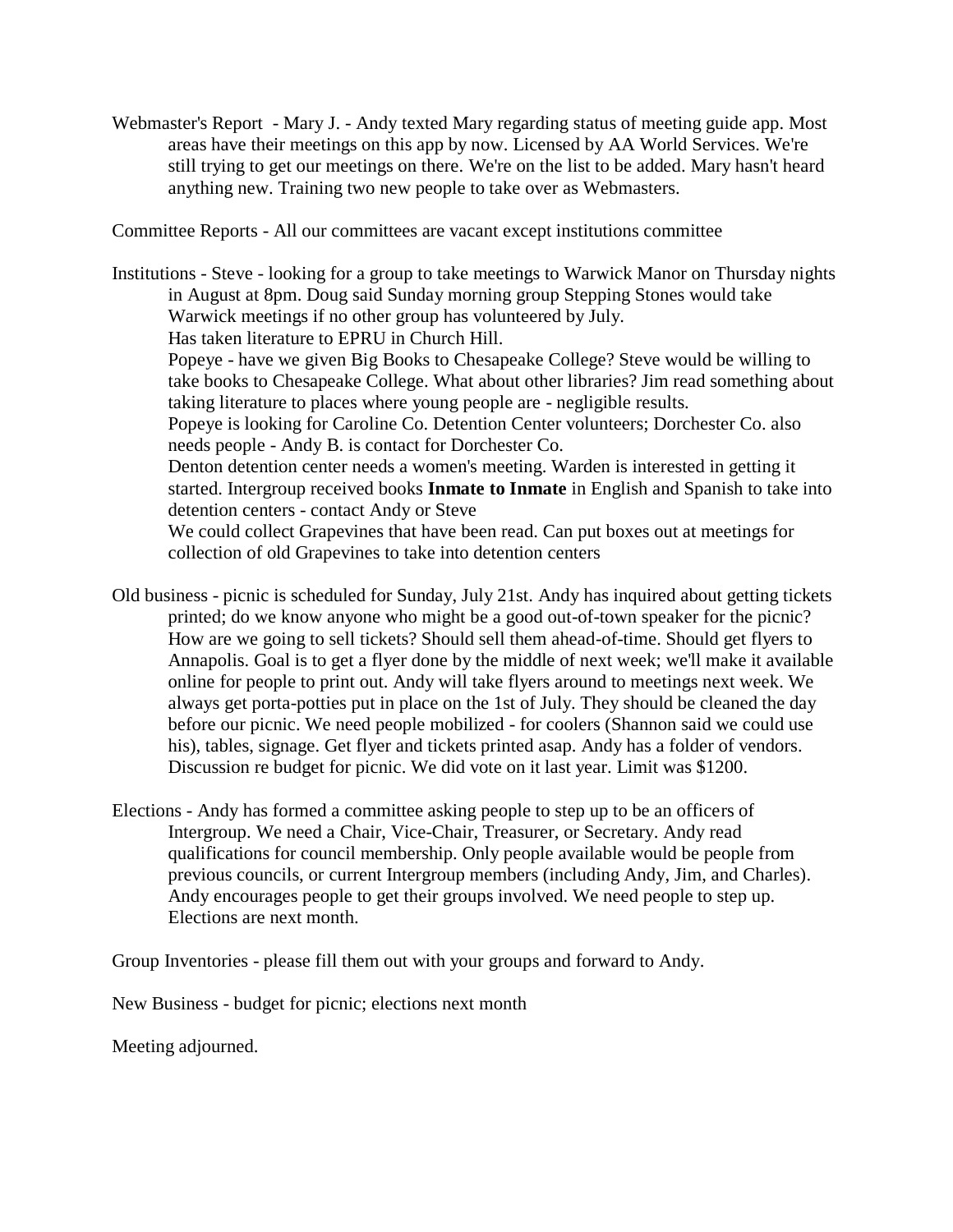Webmaster's Report - Mary J. - Andy texted Mary regarding status of meeting guide app. Most areas have their meetings on this app by now. Licensed by AA World Services. We're still trying to get our meetings on there. We're on the list to be added. Mary hasn't heard anything new. Training two new people to take over as Webmasters.

Committee Reports - All our committees are vacant except institutions committee

Institutions - Steve - looking for a group to take meetings to Warwick Manor on Thursday nights in August at 8pm. Doug said Sunday morning group Stepping Stones would take Warwick meetings if no other group has volunteered by July.
Has taken literature to EPRU in Church Hill.
Popeye - have we given Big Books to Chesapeake College? Steve would be willing to take books to Chesapeake College. What about other libraries? Jim read something about taking literature to places where young people are - negligible results.
Popeye is looking for Caroline Co. Detention Center volunteers; Dorchester Co. also needs people - Andy B. is contact for Dorchester Co.
Denton detention center needs a women's meeting. Warden is interested in getting it started. Intergroup received books **Inmate to Inmate** in English and Spanish to take into detention centers - contact Andy or Steve
We could collect Grapevines that have been read. Can put boxes out at meetings for collection of old Grapevines to take into detention centers

Old business - picnic is scheduled for Sunday, July 21st. Andy has inquired about getting tickets printed; do we know anyone who might be a good out-of-town speaker for the picnic? How are we going to sell tickets? Should sell them ahead-of-time. Should get flyers to Annapolis. Goal is to get a flyer done by the middle of next week; we'll make it available online for people to print out. Andy will take flyers around to meetings next week. We always get porta-potties put in place on the 1st of July. They should be cleaned the day before our picnic. We need people mobilized - for coolers (Shannon said we could use his), tables, signage. Get flyer and tickets printed asap. Andy has a folder of vendors. Discussion re budget for picnic. We did vote on it last year. Limit was $1200.

Elections - Andy has formed a committee asking people to step up to be an officers of Intergroup. We need a Chair, Vice-Chair, Treasurer, or Secretary. Andy read qualifications for council membership. Only people available would be people from previous councils, or current Intergroup members (including Andy, Jim, and Charles). Andy encourages people to get their groups involved. We need people to step up. Elections are next month.

Group Inventories - please fill them out with your groups and forward to Andy.

New Business - budget for picnic; elections next month

Meeting adjourned.